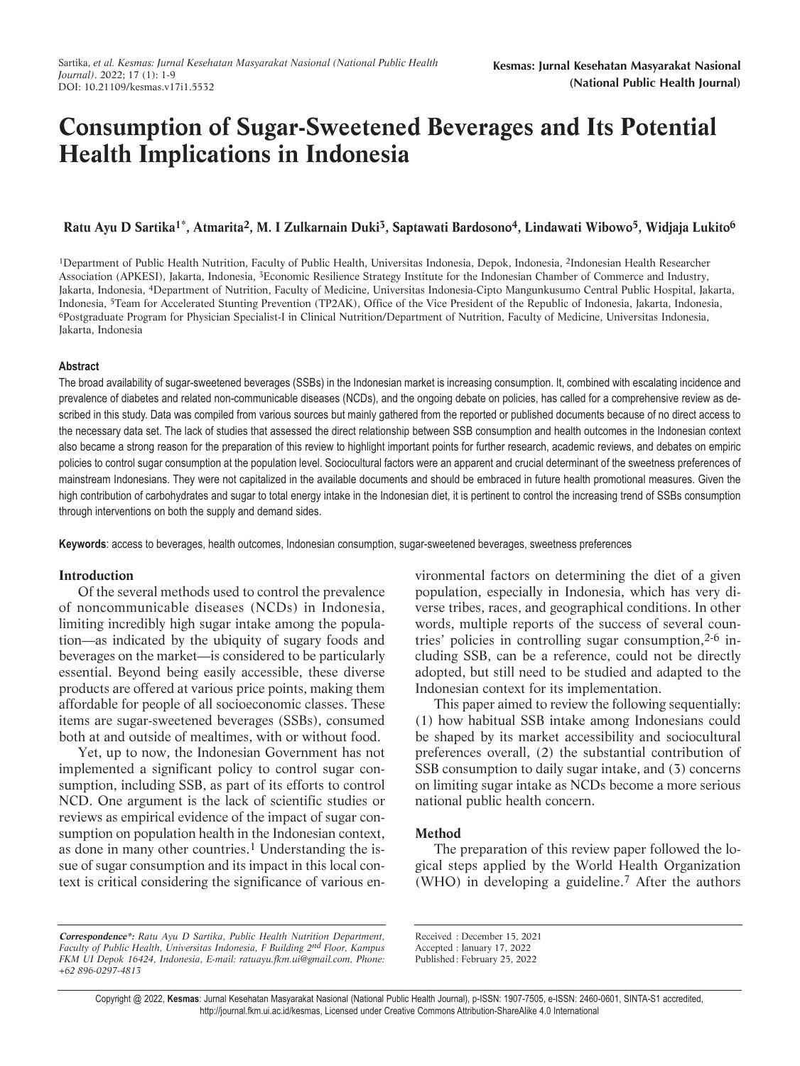# Consumption of Sugar-Sweetened Beverages and Its Potential Health Implications in Indonesia

**Ratu Ayu D Sartika[1*], Atmarita[2], M. I Zulkarnain Duki[3], Saptawati Bardosono[4], Lindawati Wibowo[5], Widjaja Lukito[6]**

[1]Department of Public Health Nutrition, Faculty of Public Health, Universitas Indonesia, Depok, Indonesia, [2]Indonesian Health Researcher Association (APKESI), Jakarta, Indonesia, [3]Economic Resilience Strategy Institute for the Indonesian Chamber of Commerce and Industry, Jakarta, Indonesia, [4]Department of Nutrition, Faculty of Medicine, Universitas Indonesia-Cipto Mangunkusumo Central Public Hospital, Jakarta, Indonesia, [5]Team for Accelerated Stunting Prevention (TP2AK), Office of the Vice President of the Republic of Indonesia, Jakarta, Indonesia, [6]Postgraduate Program for Physician Specialist-I in Clinical Nutrition/Department of Nutrition, Faculty of Medicine, Universitas Indonesia, Jakarta, Indonesia

### Abstract

The broad availability of sugar-sweetened beverages (SSBs) in the Indonesian market is increasing consumption. It, combined with escalating incidence and prevalence of diabetes and related non-communicable diseases (NCDs), and the ongoing debate on policies, has called for a comprehensive review as described in this study. Data was compiled from various sources but mainly gathered from the reported or published documents because of no direct access to the necessary data set. The lack of studies that assessed the direct relationship between SSB consumption and health outcomes in the Indonesian context also became a strong reason for the preparation of this review to highlight important points for further research, academic reviews, and debates on empiric policies to control sugar consumption at the population level. Sociocultural factors were an apparent and crucial determinant of the sweetness preferences of mainstream Indonesians. They were not capitalized in the available documents and should be embraced in future health promotional measures. Given the high contribution of carbohydrates and sugar to total energy intake in the Indonesian diet, it is pertinent to control the increasing trend of SSBs consumption through interventions on both the supply and demand sides.

**Keywords**: access to beverages, health outcomes, Indonesian consumption, sugar-sweetened beverages, sweetness preferences

## Introduction

Of the several methods used to control the prevalence of noncommunicable diseases (NCDs) in Indonesia, limiting incredibly high sugar intake among the population—as indicated by the ubiquity of sugary foods and beverages on the market—is considered to be particularly essential. Beyond being easily accessible, these diverse products are offered at various price points, making them affordable for people of all socioeconomic classes. These items are sugar-sweetened beverages (SSBs), consumed both at and outside of mealtimes, with or without food.

Yet, up to now, the Indonesian Government has not implemented a significant policy to control sugar consumption, including SSB, as part of its efforts to control NCD. One argument is the lack of scientific studies or reviews as empirical evidence of the impact of sugar consumption on population health in the Indonesian context, as done in many other countries.[1] Understanding the issue of sugar consumption and its impact in this local context is critical considering the significance of various environmental factors on determining the diet of a given population, especially in Indonesia, which has very diverse tribes, races, and geographical conditions. In other words, multiple reports of the success of several countries' policies in controlling sugar consumption,[2-6] including SSB, can be a reference, could not be directly adopted, but still need to be studied and adapted to the Indonesian context for its implementation.

This paper aimed to review the following sequentially: (1) how habitual SSB intake among Indonesians could be shaped by its market accessibility and sociocultural preferences overall, (2) the substantial contribution of SSB consumption to daily sugar intake, and (3) concerns on limiting sugar intake as NCDs become a more serious national public health concern.

## Method

The preparation of this review paper followed the logical steps applied by the World Health Organization (WHO) in developing a guideline.[7] After the authors

*Correspondence*: Ratu Ayu D Sartika, Public Health Nutrition Department, Faculty of Public Health, Universitas Indonesia, F Building 2nd Floor, Kampus FKM UI Depok 16424, Indonesia, E-mail: ratuayu.fkm.ui@gmail.com, Phone: +62 896-0297-4813*

Received : December 15, 2021
Accepted : January 17, 2022
Published : February 25, 2022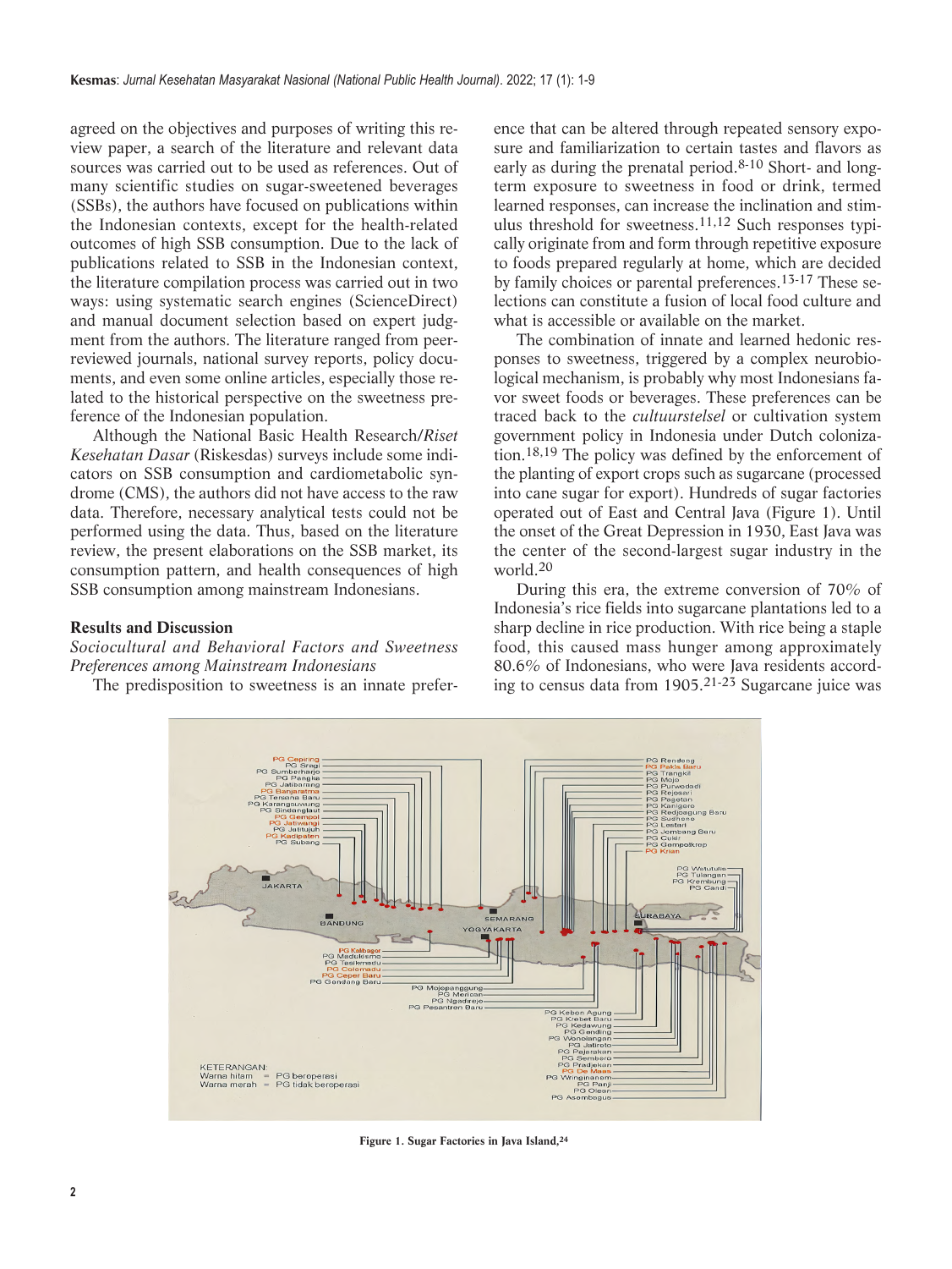agreed on the objectives and purposes of writing this review paper, a search of the literature and relevant data sources was carried out to be used as references. Out of many scientific studies on sugar-sweetened beverages (SSBs), the authors have focused on publications within the Indonesian contexts, except for the health-related outcomes of high SSB consumption. Due to the lack of publications related to SSB in the Indonesian context, the literature compilation process was carried out in two ways: using systematic search engines (ScienceDirect) and manual document selection based on expert judgment from the authors. The literature ranged from peer-reviewed journals, national survey reports, policy documents, and even some online articles, especially those related to the historical perspective on the sweetness preference of the Indonesian population.

Although the National Basic Health Research/*Riset Kesehatan Dasar* (Riskesdas) surveys include some indicators on SSB consumption and cardiometabolic syndrome (CMS), the authors did not have access to the raw data. Therefore, necessary analytical tests could not be performed using the data. Thus, based on the literature review, the present elaborations on the SSB market, its consumption pattern, and health consequences of high SSB consumption among mainstream Indonesians.

## Results and Discussion

### *Sociocultural and Behavioral Factors and Sweetness Preferences among Mainstream Indonesians*

The predisposition to sweetness is an innate preference that can be altered through repeated sensory exposure and familiarization to certain tastes and flavors as early as during the prenatal period.[8-10] Short- and long-term exposure to sweetness in food or drink, termed learned responses, can increase the inclination and stimulus threshold for sweetness.[11,12] Such responses typically originate from and form through repetitive exposure to foods prepared regularly at home, which are decided by family choices or parental preferences.[13-17] These selections can constitute a fusion of local food culture and what is accessible or available on the market.

The combination of innate and learned hedonic responses to sweetness, triggered by a complex neurobiological mechanism, is probably why most Indonesians favor sweet foods or beverages. These preferences can be traced back to the *cultuurstelsel* or cultivation system government policy in Indonesia under Dutch colonization.[18,19] The policy was defined by the enforcement of the planting of export crops such as sugarcane (processed into cane sugar for export). Hundreds of sugar factories operated out of East and Central Java (Figure 1). Until the onset of the Great Depression in 1930, East Java was the center of the second-largest sugar industry in the world.[20]

During this era, the extreme conversion of 70% of Indonesia's rice fields into sugarcane plantations led to a sharp decline in rice production. With rice being a staple food, this caused mass hunger among approximately 80.6% of Indonesians, who were Java residents according to census data from 1905.[21-23] Sugarcane juice was

**Figure 1. Sugar Factories in Java Island,[24]**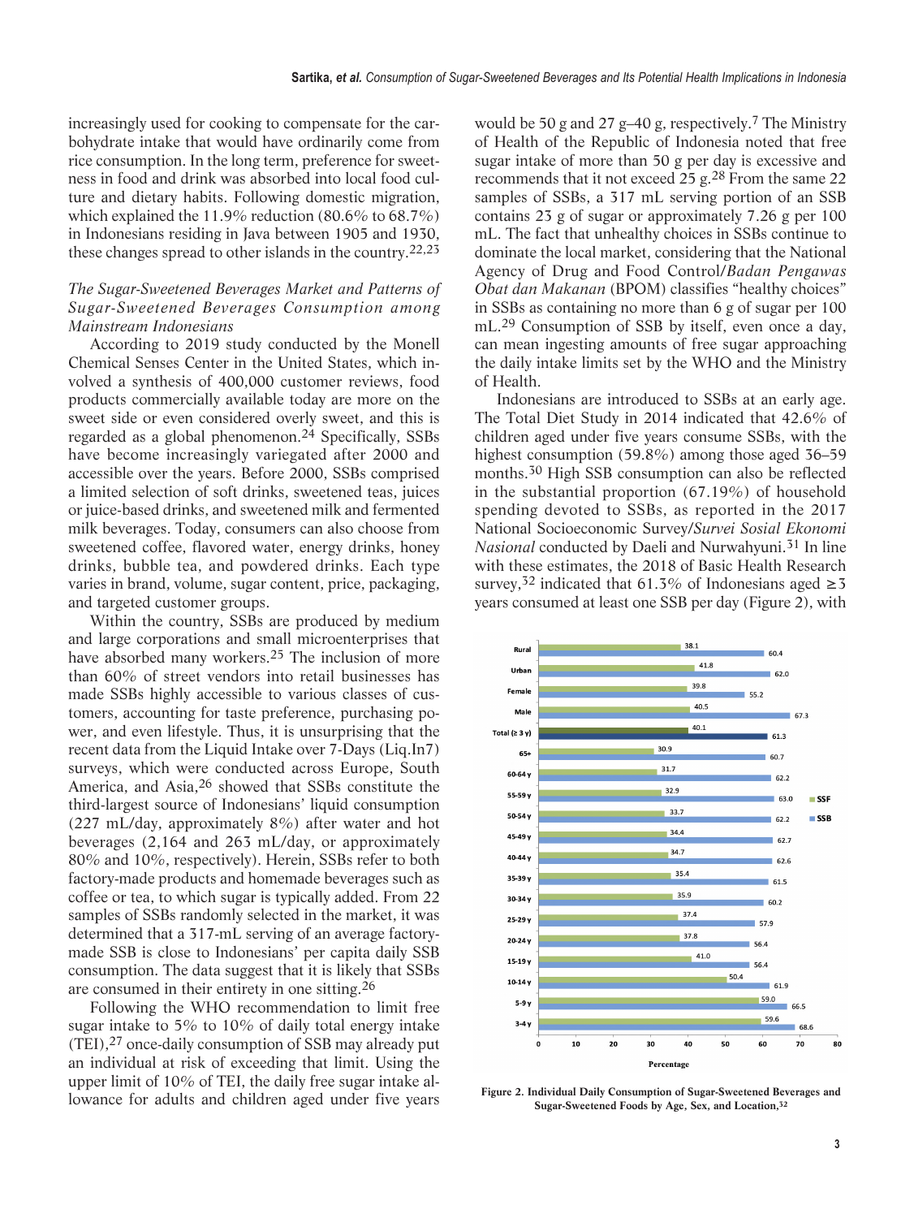increasingly used for cooking to compensate for the carbohydrate intake that would have ordinarily come from rice consumption. In the long term, preference for sweetness in food and drink was absorbed into local food culture and dietary habits. Following domestic migration, which explained the 11.9% reduction (80.6% to 68.7%) in Indonesians residing in Java between 1905 and 1930, these changes spread to other islands in the country.[22,23]

### *The Sugar-Sweetened Beverages Market and Patterns of Sugar-Sweetened Beverages Consumption among Mainstream Indonesians*

According to 2019 study conducted by the Monell Chemical Senses Center in the United States, which involved a synthesis of 400,000 customer reviews, food products commercially available today are more on the sweet side or even considered overly sweet, and this is regarded as a global phenomenon.[24] Specifically, SSBs have become increasingly variegated after 2000 and accessible over the years. Before 2000, SSBs comprised a limited selection of soft drinks, sweetened teas, juices or juice-based drinks, and sweetened milk and fermented milk beverages. Today, consumers can also choose from sweetened coffee, flavored water, energy drinks, honey drinks, bubble tea, and powdered drinks. Each type varies in brand, volume, sugar content, price, packaging, and targeted customer groups.

Within the country, SSBs are produced by medium and large corporations and small microenterprises that have absorbed many workers.[25] The inclusion of more than 60% of street vendors into retail businesses has made SSBs highly accessible to various classes of customers, accounting for taste preference, purchasing power, and even lifestyle. Thus, it is unsurprising that the recent data from the Liquid Intake over 7-Days (Liq.In7) surveys, which were conducted across Europe, South America, and Asia,[26] showed that SSBs constitute the third-largest source of Indonesians' liquid consumption (227 mL/day, approximately 8%) after water and hot beverages (2,164 and 263 mL/day, or approximately 80% and 10%, respectively). Herein, SSBs refer to both factory-made products and homemade beverages such as coffee or tea, to which sugar is typically added. From 22 samples of SSBs randomly selected in the market, it was determined that a 317-mL serving of an average factory-made SSB is close to Indonesians' per capita daily SSB consumption. The data suggest that it is likely that SSBs are consumed in their entirety in one sitting.[26]

Following the WHO recommendation to limit free sugar intake to 5% to 10% of daily total energy intake (TEI),[27] once-daily consumption of SSB may already put an individual at risk of exceeding that limit. Using the upper limit of 10% of TEI, the daily free sugar intake allowance for adults and children aged under five years would be 50 g and 27 g–40 g, respectively.[7] The Ministry of Health of the Republic of Indonesia noted that free sugar intake of more than 50 g per day is excessive and recommends that it not exceed 25 g.[28] From the same 22 samples of SSBs, a 317 mL serving portion of an SSB contains 23 g of sugar or approximately 7.26 g per 100 mL. The fact that unhealthy choices in SSBs continue to dominate the local market, considering that the National Agency of Drug and Food Control/*Badan Pengawas Obat dan Makanan* (BPOM) classifies "healthy choices" in SSBs as containing no more than 6 g of sugar per 100 mL.[29] Consumption of SSB by itself, even once a day, can mean ingesting amounts of free sugar approaching the daily intake limits set by the WHO and the Ministry of Health.

Indonesians are introduced to SSBs at an early age. The Total Diet Study in 2014 indicated that 42.6% of children aged under five years consume SSBs, with the highest consumption (59.8%) among those aged 36–59 months.[30] High SSB consumption can also be reflected in the substantial proportion (67.19%) of household spending devoted to SSBs, as reported in the 2017 National Socioeconomic Survey/*Survei Sosial Ekonomi Nasional* conducted by Daeli and Nurwahyuni.[31] In line with these estimates, the 2018 of Basic Health Research survey,[32] indicated that 61.3% of Indonesians aged ≥3 years consumed at least one SSB per day (Figure 2), with

| Group | SSF (%) | SSB (%) |
|---|---|---|
| Rural | 38.1 | 60.4 |
| Urban | 41.8 | 62.0 |
| Female | 39.8 | 55.2 |
| Male | 40.5 | 67.3 |
| Total (≥ 3 y) | 40.1 | 61.3 |
| 65+ | 30.9 | 60.7 |
| 60-64 y | 31.7 | 62.2 |
| 55-59 y | 32.9 | 63.0 |
| 50-54 y | 33.7 | 62.2 |
| 45-49 y | 34.4 | 62.7 |
| 40-44 y | 34.7 | 62.6 |
| 35-39 y | 35.4 | 61.5 |
| 30-34 y | 35.9 | 60.2 |
| 25-29 y | 37.4 | 57.9 |
| 20-24 y | 37.8 | 56.4 |
| 15-19 y | 41.0 | 56.4 |
| 10-14 y | 50.4 | 61.9 |
| 5-9 y | 59.0 | 66.5 |
| 3-4 y | 59.6 | 68.6 |

**Figure 2. Individual Daily Consumption of Sugar-Sweetened Beverages and Sugar-Sweetened Foods by Age, Sex, and Location,[32]**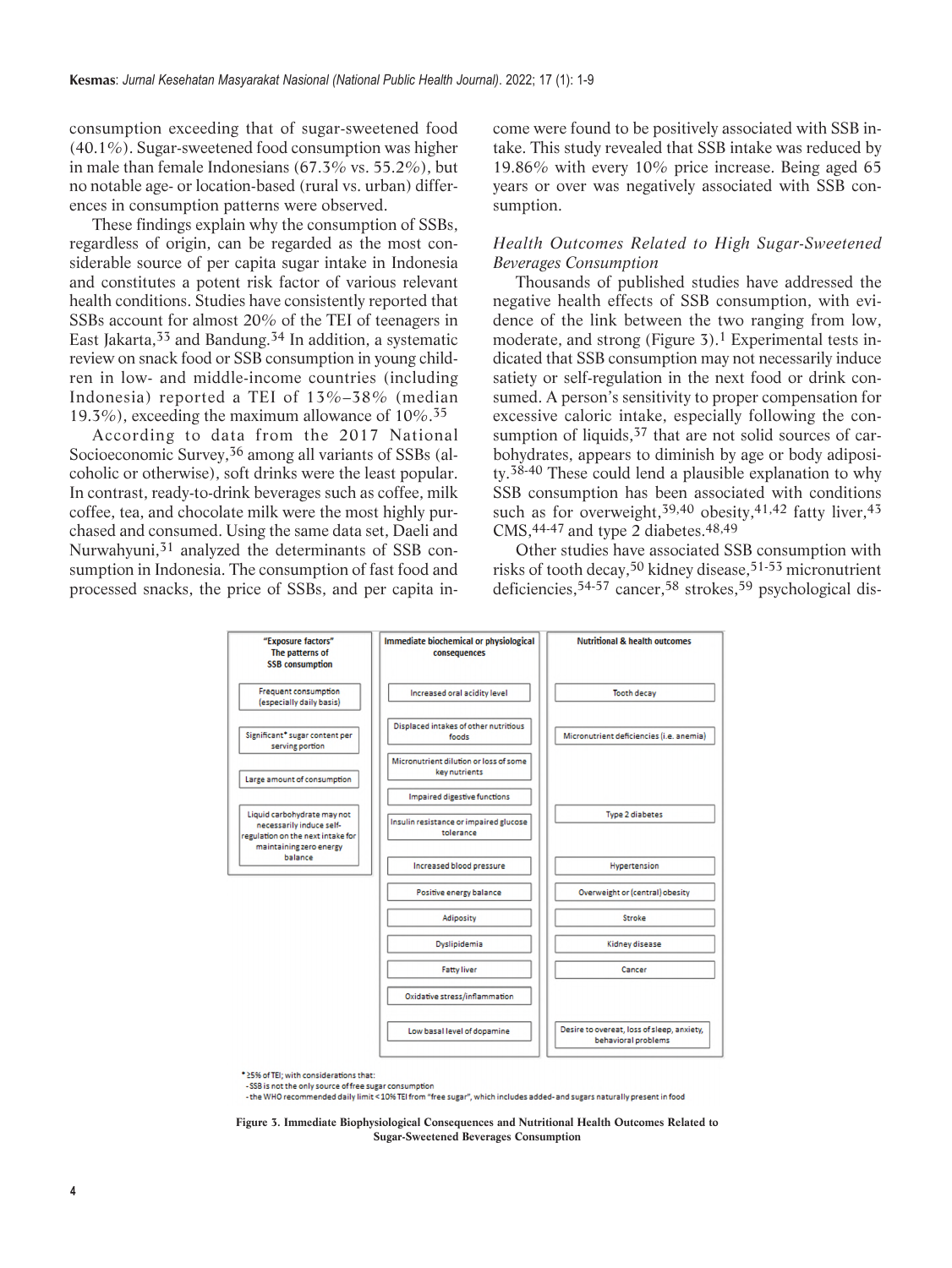consumption exceeding that of sugar-sweetened food (40.1%). Sugar-sweetened food consumption was higher in male than female Indonesians (67.3% vs. 55.2%), but no notable age- or location-based (rural vs. urban) differences in consumption patterns were observed.

These findings explain why the consumption of SSBs, regardless of origin, can be regarded as the most considerable source of per capita sugar intake in Indonesia and constitutes a potent risk factor of various relevant health conditions. Studies have consistently reported that SSBs account for almost 20% of the TEI of teenagers in East Jakarta,[33] and Bandung.[34] In addition, a systematic review on snack food or SSB consumption in young children in low- and middle-income countries (including Indonesia) reported a TEI of 13%–38% (median 19.3%), exceeding the maximum allowance of 10%.[35]

According to data from the 2017 National Socioeconomic Survey,[36] among all variants of SSBs (alcoholic or otherwise), soft drinks were the least popular. In contrast, ready-to-drink beverages such as coffee, milk coffee, tea, and chocolate milk were the most highly purchased and consumed. Using the same data set, Daeli and Nurwahyuni,[31] analyzed the determinants of SSB consumption in Indonesia. The consumption of fast food and processed snacks, the price of SSBs, and per capita income were found to be positively associated with SSB intake. This study revealed that SSB intake was reduced by 19.86% with every 10% price increase. Being aged 65 years or over was negatively associated with SSB consumption.

*Health Outcomes Related to High Sugar-Sweetened Beverages Consumption*

Thousands of published studies have addressed the negative health effects of SSB consumption, with evidence of the link between the two ranging from low, moderate, and strong (Figure 3).[1] Experimental tests indicated that SSB consumption may not necessarily induce satiety or self-regulation in the next food or drink consumed. A person's sensitivity to proper compensation for excessive caloric intake, especially following the consumption of liquids,[37] that are not solid sources of carbohydrates, appears to diminish by age or body adiposity.[38-40] These could lend a plausible explanation to why SSB consumption has been associated with conditions such as for overweight,[39,40] obesity,[41,42] fatty liver,[43] CMS,[44-47] and type 2 diabetes.[48,49]

Other studies have associated SSB consumption with risks of tooth decay,[50] kidney disease,[51-53] micronutrient deficiencies,[54-57] cancer,[58] strokes,[59] psychological dis-

| "Exposure factors" The patterns of SSB consumption | Immediate biochemical or physiological consequences | Nutritional & health outcomes |
|---|---|---|
| Frequent consumption (especially daily basis) | Increased oral acidity level | Tooth decay |
| Significant* sugar content per serving portion | Displaced intakes of other nutritious foods | Micronutrient deficiencies (i.e. anemia) |
| | Micronutrient dilution or loss of some key nutrients | |
| Large amount of consumption | Impaired digestive functions | |
| Liquid carbohydrate may not necessarily induce self-regulation on the next intake for maintaining zero energy balance | Insulin resistance or impaired glucose tolerance | Type 2 diabetes |
| | Increased blood pressure | Hypertension |
| | Positive energy balance | Overweight or (central) obesity |
| | Adiposity | Stroke |
| | Dyslipidemia | Kidney disease |
| | Fatty liver | Cancer |
| | Oxidative stress/inflammation | |
| | Low basal level of dopamine | Desire to overeat, loss of sleep, anxiety, behavioral problems |

* ≥5% of TEI; with considerations that:
- SSB is not the only source of free sugar consumption
- the WHO recommended daily limit <10% TEI from "free sugar", which includes added- and sugars naturally present in food

**Figure 3. Immediate Biophysiological Consequences and Nutritional Health Outcomes Related to Sugar-Sweetened Beverages Consumption**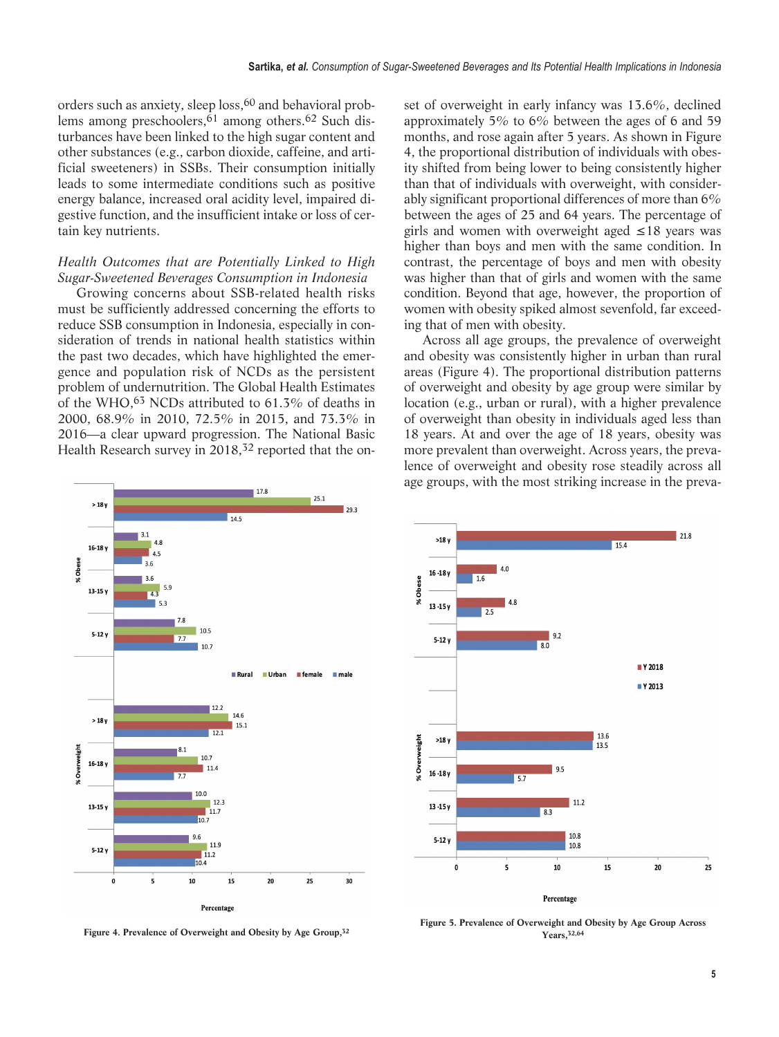orders such as anxiety, sleep loss,[60] and behavioral problems among preschoolers,[61] among others.[62] Such disturbances have been linked to the high sugar content and other substances (e.g., carbon dioxide, caffeine, and artificial sweeteners) in SSBs. Their consumption initially leads to some intermediate conditions such as positive energy balance, increased oral acidity level, impaired digestive function, and the insufficient intake or loss of certain key nutrients.

*Health Outcomes that are Potentially Linked to High Sugar-Sweetened Beverages Consumption in Indonesia*

Growing concerns about SSB-related health risks must be sufficiently addressed concerning the efforts to reduce SSB consumption in Indonesia, especially in consideration of trends in national health statistics within the past two decades, which have highlighted the emergence and population risk of NCDs as the persistent problem of undernutrition. The Global Health Estimates of the WHO,[63] NCDs attributed to 61.3% of deaths in 2000, 68.9% in 2010, 72.5% in 2015, and 73.3% in 2016—a clear upward progression. The National Basic Health Research survey in 2018,[32] reported that the onset of overweight in early infancy was 13.6%, declined approximately 5% to 6% between the ages of 6 and 59 months, and rose again after 5 years. As shown in Figure 4, the proportional distribution of individuals with obesity shifted from being lower to being consistently higher than that of individuals with overweight, with considerably significant proportional differences of more than 6% between the ages of 25 and 64 years. The percentage of girls and women with overweight aged ≤18 years was higher than boys and men with the same condition. In contrast, the percentage of boys and men with obesity was higher than that of girls and women with the same condition. Beyond that age, however, the proportion of women with obesity spiked almost sevenfold, far exceeding that of men with obesity.

Across all age groups, the prevalence of overweight and obesity was consistently higher in urban than rural areas (Figure 4). The proportional distribution patterns of overweight and obesity by age group were similar by location (e.g., urban or rural), with a higher prevalence of overweight than obesity in individuals aged less than 18 years. At and over the age of 18 years, obesity was more prevalent than overweight. Across years, the prevalence of overweight and obesity rose steadily across all age groups, with the most striking increase in the preva-

| Category | Age group | Rural | Urban | Female | Male |
|---|---|---|---|---|---|
| % Obese | > 18 y | 17.8 | 25.1 | 29.3 | 14.5 |
| % Obese | 16-18 y | 3.1 | 4.8 | 4.5 | 3.6 |
| % Obese | 13-15 y | 3.6 | 5.9 | 4.3 | 5.3 |
| % Obese | 5-12 y | 7.8 | 10.5 | 7.7 | 10.7 |
| % Overweight | > 18 y | 12.2 | 14.6 | 15.1 | 12.1 |
| % Overweight | 16-18 y | 8.1 | 10.7 | 11.4 | 7.7 |
| % Overweight | 13-15 y | 10.0 | 12.3 | 11.7 | 10.7 |
| % Overweight | 5-12 y | 9.6 | 11.9 | 11.2 | 10.4 |

**Figure 4. Prevalence of Overweight and Obesity by Age Group,[32]**

| Category | Age group | Y 2018 | Y 2013 |
|---|---|---|---|
| % Obese | >18 y | 21.8 | 15.4 |
| % Obese | 16-18 y | 4.0 | 1.6 |
| % Obese | 13-15 y | 4.8 | 2.5 |
| % Obese | 5-12 y | 9.2 | 8.0 |
| % Overweight | >18 y | 13.6 | 13.5 |
| % Overweight | 16-18 y | 9.5 | 5.7 |
| % Overweight | 13-15 y | 11.2 | 8.3 |
| % Overweight | 5-12 y | 10.8 | 10.8 |

**Figure 5. Prevalence of Overweight and Obesity by Age Group Across Years,[32,64]**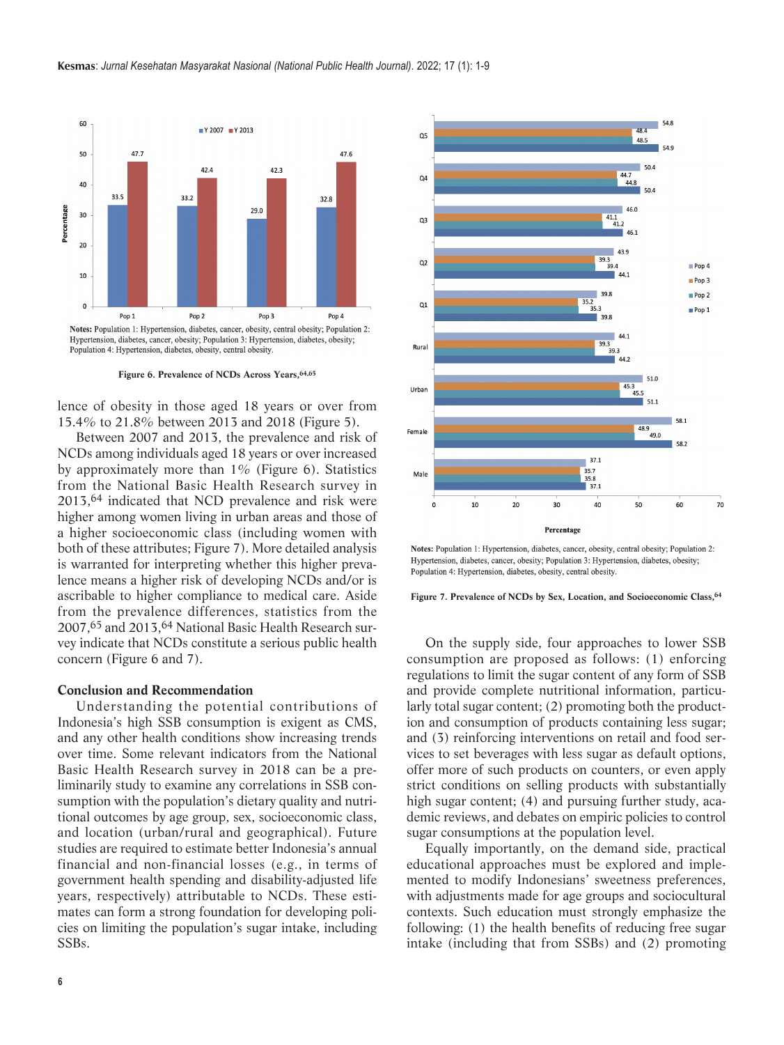Notes: Population 1: Hypertension, diabetes, cancer, obesity, central obesity; Population 2: Hypertension, diabetes, cancer, obesity; Population 3: Hypertension, diabetes, obesity; Population 4: Hypertension, diabetes, obesity, central obesity.

**Figure 6. Prevalence of NCDs Across Years,**[64,65]

lence of obesity in those aged 18 years or over from 15.4% to 21.8% between 2013 and 2018 (Figure 5).

Between 2007 and 2013, the prevalence and risk of NCDs among individuals aged 18 years or over increased by approximately more than 1% (Figure 6). Statistics from the National Basic Health Research survey in 2013,[64] indicated that NCD prevalence and risk were higher among women living in urban areas and those of a higher socioeconomic class (including women with both of these attributes; Figure 7). More detailed analysis is warranted for interpreting whether this higher prevalence means a higher risk of developing NCDs and/or is ascribable to higher compliance to medical care. Aside from the prevalence differences, statistics from the 2007,[65] and 2013,[64] National Basic Health Research survey indicate that NCDs constitute a serious public health concern (Figure 6 and 7).

Notes: Population 1: Hypertension, diabetes, cancer, obesity, central obesity; Population 2: Hypertension, diabetes, cancer, obesity; Population 3: Hypertension, diabetes, obesity; Population 4: Hypertension, diabetes, obesity, central obesity.

**Figure 7. Prevalence of NCDs by Sex, Location, and Socioeconomic Class,**[64]

## Conclusion and Recommendation

Understanding the potential contributions of Indonesia's high SSB consumption is exigent as CMS, and any other health conditions show increasing trends over time. Some relevant indicators from the National Basic Health Research survey in 2018 can be a preliminarily study to examine any correlations in SSB consumption with the population's dietary quality and nutritional outcomes by age group, sex, socioeconomic class, and location (urban/rural and geographical). Future studies are required to estimate better Indonesia's annual financial and non-financial losses (e.g., in terms of government health spending and disability-adjusted life years, respectively) attributable to NCDs. These estimates can form a strong foundation for developing policies on limiting the population's sugar intake, including SSBs.

On the supply side, four approaches to lower SSB consumption are proposed as follows: (1) enforcing regulations to limit the sugar content of any form of SSB and provide complete nutritional information, particularly total sugar content; (2) promoting both the production and consumption of products containing less sugar; and (3) reinforcing interventions on retail and food services to set beverages with less sugar as default options, offer more of such products on counters, or even apply strict conditions on selling products with substantially high sugar content; (4) and pursuing further study, academic reviews, and debates on empiric policies to control sugar consumptions at the population level.

Equally importantly, on the demand side, practical educational approaches must be explored and implemented to modify Indonesians' sweetness preferences, with adjustments made for age groups and sociocultural contexts. Such education must strongly emphasize the following: (1) the health benefits of reducing free sugar intake (including that from SSBs) and (2) promoting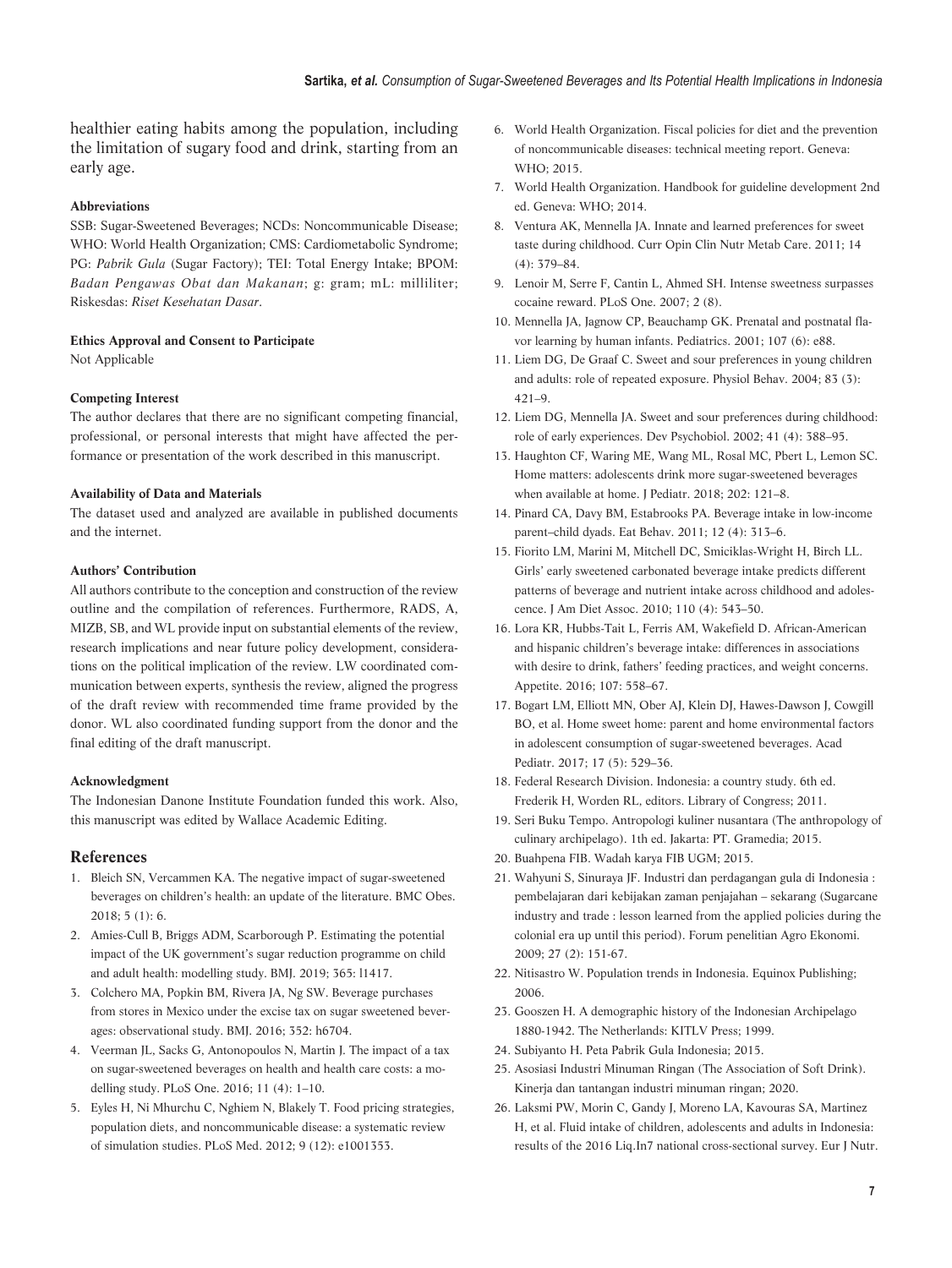healthier eating habits among the population, including the limitation of sugary food and drink, starting from an early age.

### Abbreviations

SSB: Sugar-Sweetened Beverages; NCDs: Noncommunicable Disease; WHO: World Health Organization; CMS: Cardiometabolic Syndrome; PG: *Pabrik Gula* (Sugar Factory); TEI: Total Energy Intake; BPOM: *Badan Pengawas Obat dan Makanan*; g: gram; mL: milliliter; Riskesdas: *Riset Kesehatan Dasar*.

### Ethics Approval and Consent to Participate

Not Applicable

### Competing Interest

The author declares that there are no significant competing financial, professional, or personal interests that might have affected the performance or presentation of the work described in this manuscript.

### Availability of Data and Materials

The dataset used and analyzed are available in published documents and the internet.

### Authors' Contribution

All authors contribute to the conception and construction of the review outline and the compilation of references. Furthermore, RADS, A, MIZB, SB, and WL provide input on substantial elements of the review, research implications and near future policy development, considerations on the political implication of the review. LW coordinated communication between experts, synthesis the review, aligned the progress of the draft review with recommended time frame provided by the donor. WL also coordinated funding support from the donor and the final editing of the draft manuscript.

### Acknowledgment

The Indonesian Danone Institute Foundation funded this work. Also, this manuscript was edited by Wallace Academic Editing.

## References

1. Bleich SN, Vercammen KA. The negative impact of sugar-sweetened beverages on children's health: an update of the literature. BMC Obes. 2018; 5 (1): 6.
2. Amies-Cull B, Briggs ADM, Scarborough P. Estimating the potential impact of the UK government's sugar reduction programme on child and adult health: modelling study. BMJ. 2019; 365: l1417.
3. Colchero MA, Popkin BM, Rivera JA, Ng SW. Beverage purchases from stores in Mexico under the excise tax on sugar sweetened beverages: observational study. BMJ. 2016; 352: h6704.
4. Veerman JL, Sacks G, Antonopoulos N, Martin J. The impact of a tax on sugar-sweetened beverages on health and health care costs: a modelling study. PLoS One. 2016; 11 (4): 1–10.
5. Eyles H, Ni Mhurchu C, Nghiem N, Blakely T. Food pricing strategies, population diets, and noncommunicable disease: a systematic review of simulation studies. PLoS Med. 2012; 9 (12): e1001353.
6. World Health Organization. Fiscal policies for diet and the prevention of noncommunicable diseases: technical meeting report. Geneva: WHO; 2015.
7. World Health Organization. Handbook for guideline development 2nd ed. Geneva: WHO; 2014.
8. Ventura AK, Mennella JA. Innate and learned preferences for sweet taste during childhood. Curr Opin Clin Nutr Metab Care. 2011; 14 (4): 379–84.
9. Lenoir M, Serre F, Cantin L, Ahmed SH. Intense sweetness surpasses cocaine reward. PLoS One. 2007; 2 (8).
10. Mennella JA, Jagnow CP, Beauchamp GK. Prenatal and postnatal flavor learning by human infants. Pediatrics. 2001; 107 (6): e88.
11. Liem DG, De Graaf C. Sweet and sour preferences in young children and adults: role of repeated exposure. Physiol Behav. 2004; 83 (3): 421–9.
12. Liem DG, Mennella JA. Sweet and sour preferences during childhood: role of early experiences. Dev Psychobiol. 2002; 41 (4): 388–95.
13. Haughton CF, Waring ME, Wang ML, Rosal MC, Pbert L, Lemon SC. Home matters: adolescents drink more sugar-sweetened beverages when available at home. J Pediatr. 2018; 202: 121–8.
14. Pinard CA, Davy BM, Estabrooks PA. Beverage intake in low-income parent–child dyads. Eat Behav. 2011; 12 (4): 313–6.
15. Fiorito LM, Marini M, Mitchell DC, Smiciklas-Wright H, Birch LL. Girls' early sweetened carbonated beverage intake predicts different patterns of beverage and nutrient intake across childhood and adolescence. J Am Diet Assoc. 2010; 110 (4): 543–50.
16. Lora KR, Hubbs-Tait L, Ferris AM, Wakefield D. African-American and hispanic children's beverage intake: differences in associations with desire to drink, fathers' feeding practices, and weight concerns. Appetite. 2016; 107: 558–67.
17. Bogart LM, Elliott MN, Ober AJ, Klein DJ, Hawes-Dawson J, Cowgill BO, et al. Home sweet home: parent and home environmental factors in adolescent consumption of sugar-sweetened beverages. Acad Pediatr. 2017; 17 (5): 529–36.
18. Federal Research Division. Indonesia: a country study. 6th ed. Frederik H, Worden RL, editors. Library of Congress; 2011.
19. Seri Buku Tempo. Antropologi kuliner nusantara (The anthropology of culinary archipelago). 1th ed. Jakarta: PT. Gramedia; 2015.
20. Buahpena FIB. Wadah karya FIB UGM; 2015.
21. Wahyuni S, Sinuraya JF. Industri dan perdagangan gula di Indonesia : pembelajaran dari kebijakan zaman penjajahan – sekarang (Sugarcane industry and trade : lesson learned from the applied policies during the colonial era up until this period). Forum penelitian Agro Ekonomi. 2009; 27 (2): 151-67.
22. Nitisastro W. Population trends in Indonesia. Equinox Publishing; 2006.
23. Gooszen H. A demographic history of the Indonesian Archipelago 1880-1942. The Netherlands: KITLV Press; 1999.
24. Subiyanto H. Peta Pabrik Gula Indonesia; 2015.
25. Asosiasi Industri Minuman Ringan (The Association of Soft Drink). Kinerja dan tantangan industri minuman ringan; 2020.
26. Laksmi PW, Morin C, Gandy J, Moreno LA, Kavouras SA, Martinez H, et al. Fluid intake of children, adolescents and adults in Indonesia: results of the 2016 Liq.In7 national cross-sectional survey. Eur J Nutr.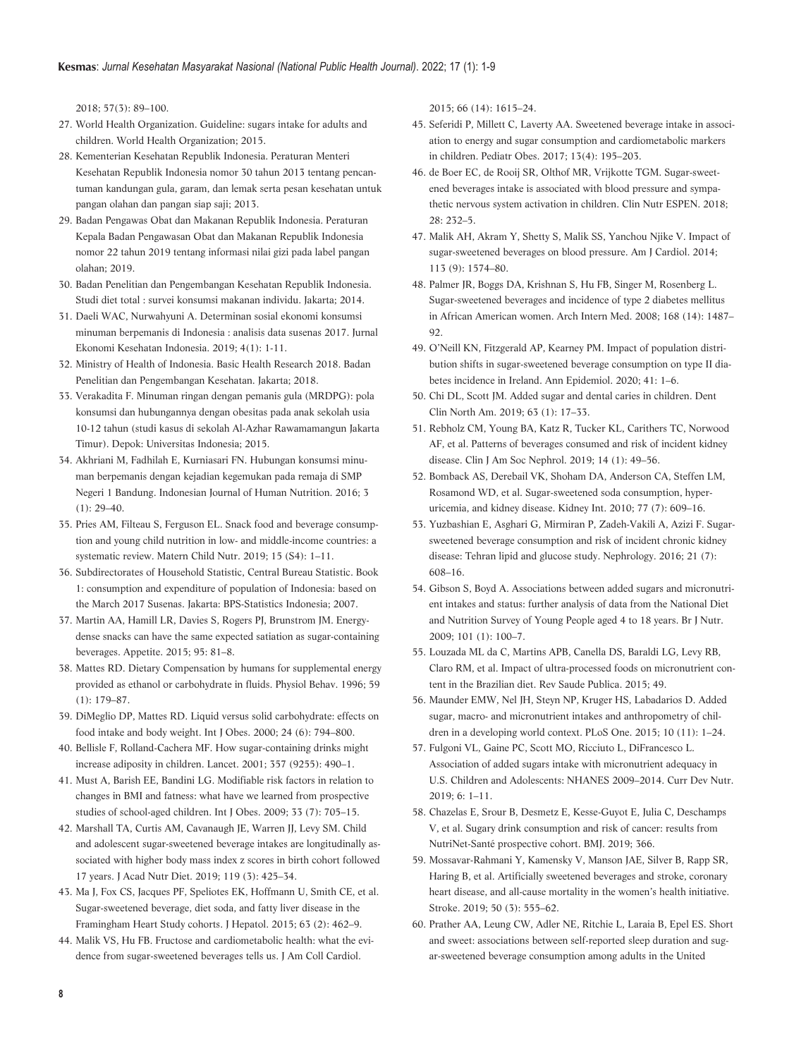2018; 57(3): 89–100.

27. World Health Organization. Guideline: sugars intake for adults and children. World Health Organization; 2015.
28. Kementerian Kesehatan Republik Indonesia. Peraturan Menteri Kesehatan Republik Indonesia nomor 30 tahun 2013 tentang pencantuman kandungan gula, garam, dan lemak serta pesan kesehatan untuk pangan olahan dan pangan siap saji; 2013.
29. Badan Pengawas Obat dan Makanan Republik Indonesia. Peraturan Kepala Badan Pengawasan Obat dan Makanan Republik Indonesia nomor 22 tahun 2019 tentang informasi nilai gizi pada label pangan olahan; 2019.
30. Badan Penelitian dan Pengembangan Kesehatan Republik Indonesia. Studi diet total : survei konsumsi makanan individu. Jakarta; 2014.
31. Daeli WAC, Nurwahyuni A. Determinan sosial ekonomi konsumsi minuman berpemanis di Indonesia : analisis data susenas 2017. Jurnal Ekonomi Kesehatan Indonesia. 2019; 4(1): 1-11.
32. Ministry of Health of Indonesia. Basic Health Research 2018. Badan Penelitian dan Pengembangan Kesehatan. Jakarta; 2018.
33. Verakadita F. Minuman ringan dengan pemanis gula (MRDPG): pola konsumsi dan hubungannya dengan obesitas pada anak sekolah usia 10-12 tahun (studi kasus di sekolah Al-Azhar Rawamamangun Jakarta Timur). Depok: Universitas Indonesia; 2015.
34. Akhriani M, Fadhilah E, Kurniasari FN. Hubungan konsumsi minuman berpemanis dengan kejadian kegemukan pada remaja di SMP Negeri 1 Bandung. Indonesian Journal of Human Nutrition. 2016; 3 (1): 29–40.
35. Pries AM, Filteau S, Ferguson EL. Snack food and beverage consumption and young child nutrition in low- and middle-income countries: a systematic review. Matern Child Nutr. 2019; 15 (S4): 1–11.
36. Subdirectorates of Household Statistic, Central Bureau Statistic. Book 1: consumption and expenditure of population of Indonesia: based on the March 2017 Susenas. Jakarta: BPS-Statistics Indonesia; 2007.
37. Martin AA, Hamill LR, Davies S, Rogers PJ, Brunstrom JM. Energy-dense snacks can have the same expected satiation as sugar-containing beverages. Appetite. 2015; 95: 81–8.
38. Mattes RD. Dietary Compensation by humans for supplemental energy provided as ethanol or carbohydrate in fluids. Physiol Behav. 1996; 59 (1): 179–87.
39. DiMeglio DP, Mattes RD. Liquid versus solid carbohydrate: effects on food intake and body weight. Int J Obes. 2000; 24 (6): 794–800.
40. Bellisle F, Rolland-Cachera MF. How sugar-containing drinks might increase adiposity in children. Lancet. 2001; 357 (9255): 490–1.
41. Must A, Barish EE, Bandini LG. Modifiable risk factors in relation to changes in BMI and fatness: what have we learned from prospective studies of school-aged children. Int J Obes. 2009; 33 (7): 705–15.
42. Marshall TA, Curtis AM, Cavanaugh JE, Warren JJ, Levy SM. Child and adolescent sugar-sweetened beverage intakes are longitudinally associated with higher body mass index z scores in birth cohort followed 17 years. J Acad Nutr Diet. 2019; 119 (3): 425–34.
43. Ma J, Fox CS, Jacques PF, Speliotes EK, Hoffmann U, Smith CE, et al. Sugar-sweetened beverage, diet soda, and fatty liver disease in the Framingham Heart Study cohorts. J Hepatol. 2015; 63 (2): 462–9.
44. Malik VS, Hu FB. Fructose and cardiometabolic health: what the evidence from sugar-sweetened beverages tells us. J Am Coll Cardiol. 2015; 66 (14): 1615–24.
45. Seferidi P, Millett C, Laverty AA. Sweetened beverage intake in association to energy and sugar consumption and cardiometabolic markers in children. Pediatr Obes. 2017; 13(4): 195–203.
46. de Boer EC, de Rooij SR, Olthof MR, Vrijkotte TGM. Sugar-sweetened beverages intake is associated with blood pressure and sympathetic nervous system activation in children. Clin Nutr ESPEN. 2018; 28: 232–5.
47. Malik AH, Akram Y, Shetty S, Malik SS, Yanchou Njike V. Impact of sugar-sweetened beverages on blood pressure. Am J Cardiol. 2014; 113 (9): 1574–80.
48. Palmer JR, Boggs DA, Krishnan S, Hu FB, Singer M, Rosenberg L. Sugar-sweetened beverages and incidence of type 2 diabetes mellitus in African American women. Arch Intern Med. 2008; 168 (14): 1487–92.
49. O'Neill KN, Fitzgerald AP, Kearney PM. Impact of population distribution shifts in sugar-sweetened beverage consumption on type II diabetes incidence in Ireland. Ann Epidemiol. 2020; 41: 1–6.
50. Chi DL, Scott JM. Added sugar and dental caries in children. Dent Clin North Am. 2019; 63 (1): 17–33.
51. Rebholz CM, Young BA, Katz R, Tucker KL, Carithers TC, Norwood AF, et al. Patterns of beverages consumed and risk of incident kidney disease. Clin J Am Soc Nephrol. 2019; 14 (1): 49–56.
52. Bomback AS, Derebail VK, Shoham DA, Anderson CA, Steffen LM, Rosamond WD, et al. Sugar-sweetened soda consumption, hyperuricemia, and kidney disease. Kidney Int. 2010; 77 (7): 609–16.
53. Yuzbashian E, Asghari G, Mirmiran P, Zadeh-Vakili A, Azizi F. Sugar-sweetened beverage consumption and risk of incident chronic kidney disease: Tehran lipid and glucose study. Nephrology. 2016; 21 (7): 608–16.
54. Gibson S, Boyd A. Associations between added sugars and micronutrient intakes and status: further analysis of data from the National Diet and Nutrition Survey of Young People aged 4 to 18 years. Br J Nutr. 2009; 101 (1): 100–7.
55. Louzada ML da C, Martins APB, Canella DS, Baraldi LG, Levy RB, Claro RM, et al. Impact of ultra-processed foods on micronutrient content in the Brazilian diet. Rev Saude Publica. 2015; 49.
56. Maunder EMW, Nel JH, Steyn NP, Kruger HS, Labadarios D. Added sugar, macro- and micronutrient intakes and anthropometry of children in a developing world context. PLoS One. 2015; 10 (11): 1–24.
57. Fulgoni VL, Gaine PC, Scott MO, Ricciuto L, DiFrancesco L. Association of added sugars intake with micronutrient adequacy in U.S. Children and Adolescents: NHANES 2009–2014. Curr Dev Nutr. 2019; 6: 1–11.
58. Chazelas E, Srour B, Desmetz E, Kesse-Guyot E, Julia C, Deschamps V, et al. Sugary drink consumption and risk of cancer: results from NutriNet-Santé prospective cohort. BMJ. 2019; 366.
59. Mossavar-Rahmani Y, Kamensky V, Manson JAE, Silver B, Rapp SR, Haring B, et al. Artificially sweetened beverages and stroke, coronary heart disease, and all-cause mortality in the women's health initiative. Stroke. 2019; 50 (3): 555–62.
60. Prather AA, Leung CW, Adler NE, Ritchie L, Laraia B, Epel ES. Short and sweet: associations between self-reported sleep duration and sugar-sweetened beverage consumption among adults in the United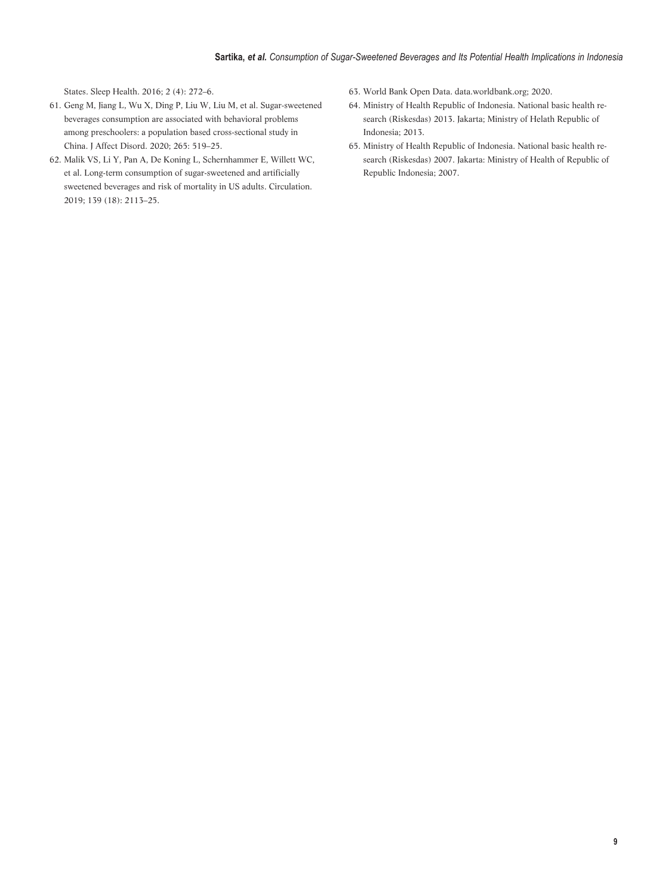States. Sleep Health. 2016; 2 (4): 272–6.

61. Geng M, Jiang L, Wu X, Ding P, Liu W, Liu M, et al. Sugar-sweetened beverages consumption are associated with behavioral problems among preschoolers: a population based cross-sectional study in China. J Affect Disord. 2020; 265: 519–25.
62. Malik VS, Li Y, Pan A, De Koning L, Schernhammer E, Willett WC, et al. Long-term consumption of sugar-sweetened and artificially sweetened beverages and risk of mortality in US adults. Circulation. 2019; 139 (18): 2113–25.
63. World Bank Open Data. data.worldbank.org; 2020.
64. Ministry of Health Republic of Indonesia. National basic health research (Riskesdas) 2013. Jakarta; Ministry of Helath Republic of Indonesia; 2013.
65. Ministry of Health Republic of Indonesia. National basic health research (Riskesdas) 2007. Jakarta: Ministry of Health of Republic of Republic Indonesia; 2007.